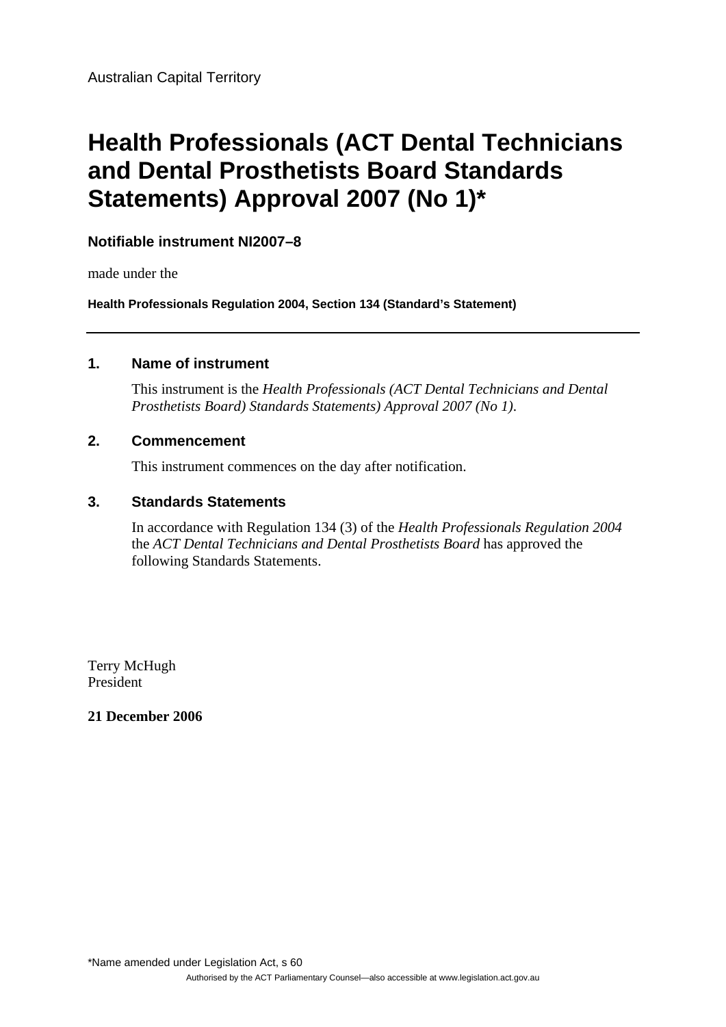Australian Capital Territory

# Health Professionals (ACT Dental Technicians and Dental Prosthetists Board Standards Statements) Approval 2007 (No 1)*

**Notifiable instrument NI2007–8**

made under the

**Health Professionals Regulation 2004, Section 134 (Standard's Statement)**

---

## 1. Name of instrument

This instrument is the *Health Professionals (ACT Dental Technicians and Dental Prosthetists Board) Standards Statements) Approval 2007 (No 1)*.

## 2. Commencement

This instrument commences on the day after notification.

## 3. Standards Statements

In accordance with Regulation 134 (3) of the *Health Professionals Regulation 2004* the *ACT Dental Technicians and Dental Prosthetists Board* has approved the following Standards Statements.

Terry McHugh
President

**21 December 2006**

*Name amended under Legislation Act, s 60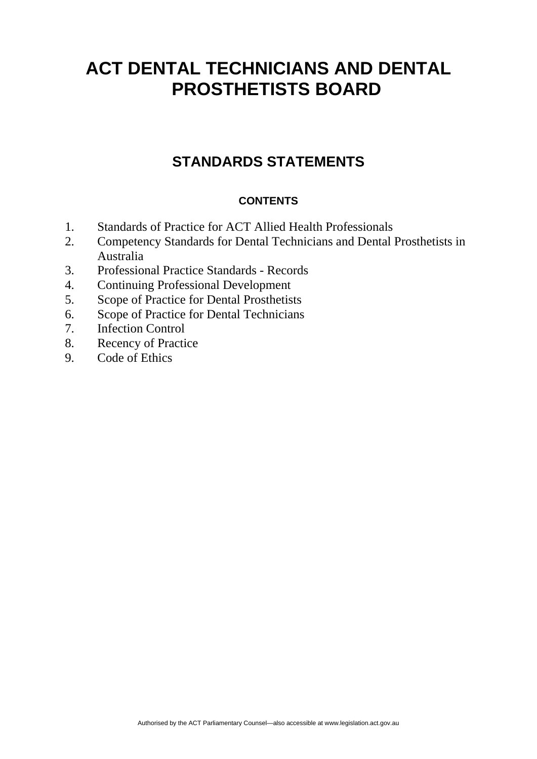# ACT DENTAL TECHNICIANS AND DENTAL PROSTHETISTS BOARD

## STANDARDS STATEMENTS

### CONTENTS

1. Standards of Practice for ACT Allied Health Professionals
2. Competency Standards for Dental Technicians and Dental Prosthetists in Australia
3. Professional Practice Standards - Records
4. Continuing Professional Development
5. Scope of Practice for Dental Prosthetists
6. Scope of Practice for Dental Technicians
7. Infection Control
8. Recency of Practice
9. Code of Ethics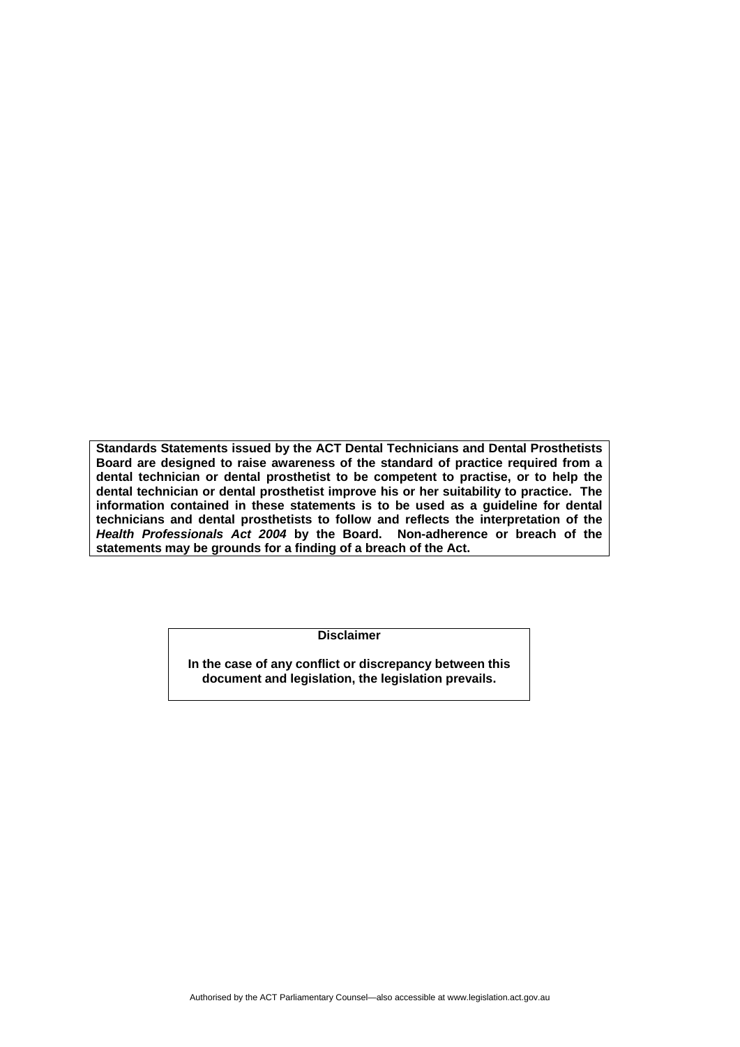**Standards Statements issued by the ACT Dental Technicians and Dental Prosthetists Board are designed to raise awareness of the standard of practice required from a dental technician or dental prosthetist to be competent to practise, or to help the dental technician or dental prosthetist improve his or her suitability to practice. The information contained in these statements is to be used as a guideline for dental technicians and dental prosthetists to follow and reflects the interpretation of the *Health Professionals Act 2004* by the Board. Non-adherence or breach of the statements may be grounds for a finding of a breach of the Act.**

**Disclaimer**

**In the case of any conflict or discrepancy between this document and legislation, the legislation prevails.**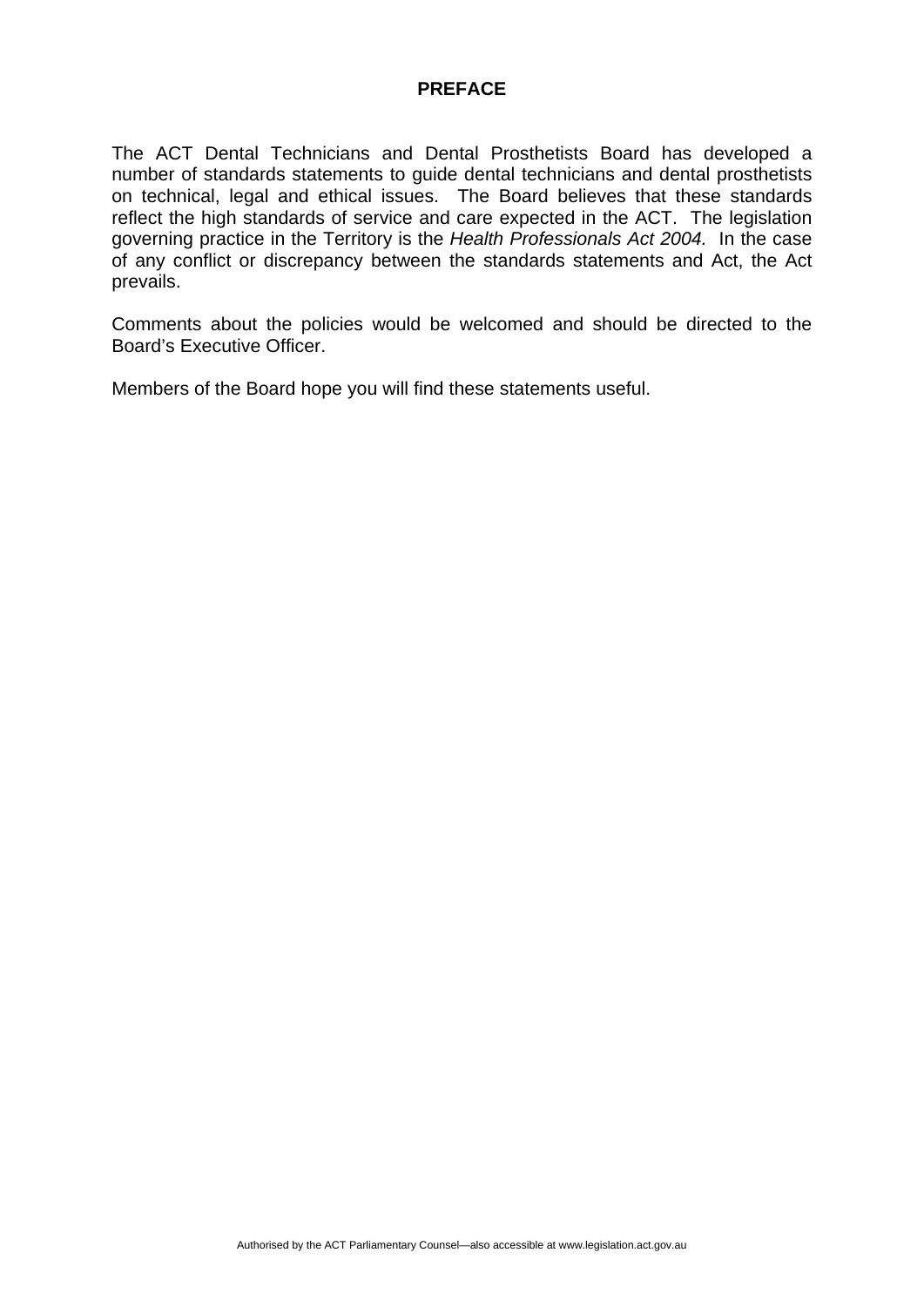# PREFACE

The ACT Dental Technicians and Dental Prosthetists Board has developed a number of standards statements to guide dental technicians and dental prosthetists on technical, legal and ethical issues. The Board believes that these standards reflect the high standards of service and care expected in the ACT. The legislation governing practice in the Territory is the *Health Professionals Act 2004.* In the case of any conflict or discrepancy between the standards statements and Act, the Act prevails.

Comments about the policies would be welcomed and should be directed to the Board's Executive Officer.

Members of the Board hope you will find these statements useful.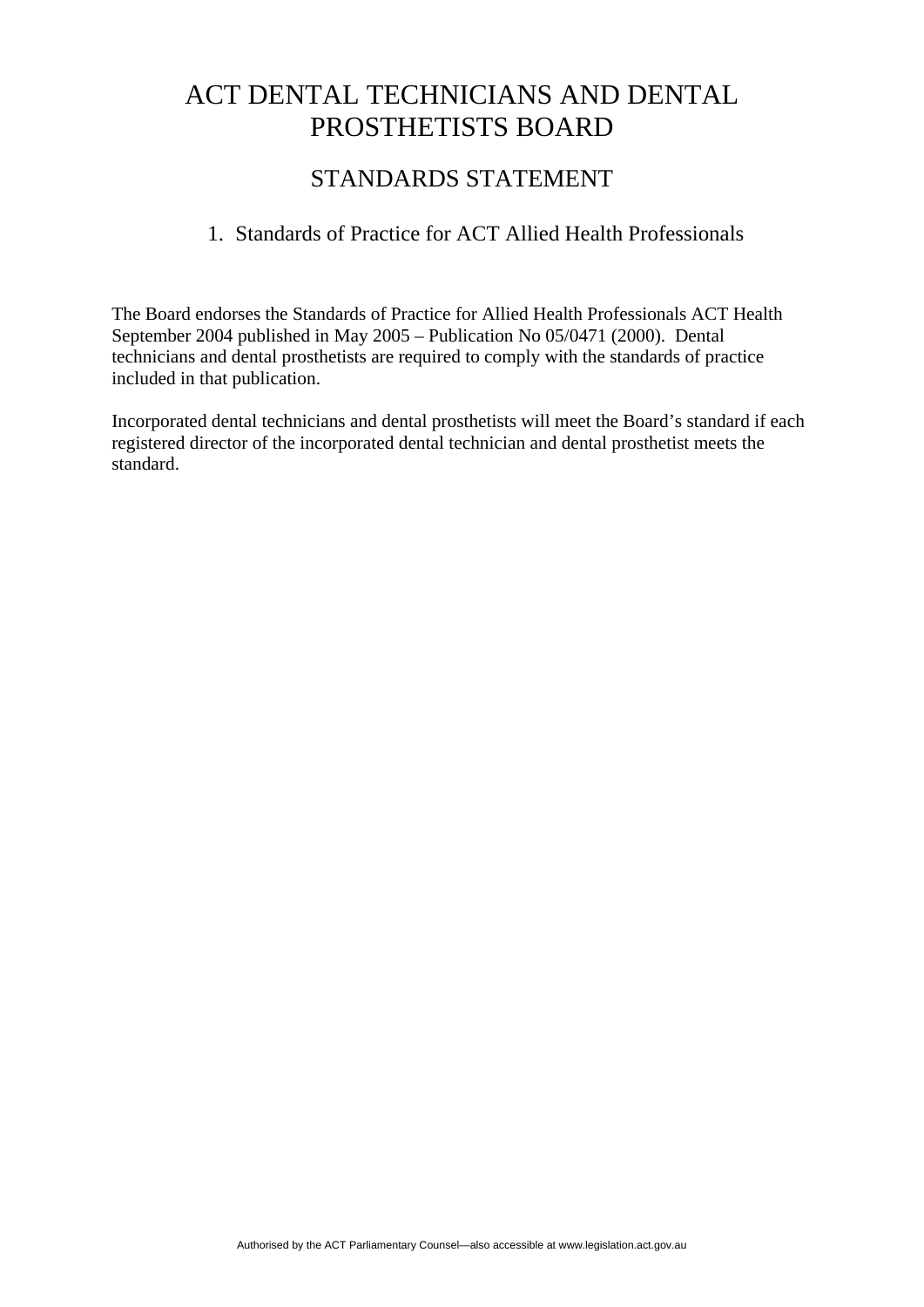# ACT DENTAL TECHNICIANS AND DENTAL PROSTHETISTS BOARD

## STANDARDS STATEMENT

### 1. Standards of Practice for ACT Allied Health Professionals

The Board endorses the Standards of Practice for Allied Health Professionals ACT Health September 2004 published in May 2005 – Publication No 05/0471 (2000). Dental technicians and dental prosthetists are required to comply with the standards of practice included in that publication.

Incorporated dental technicians and dental prosthetists will meet the Board's standard if each registered director of the incorporated dental technician and dental prosthetist meets the standard.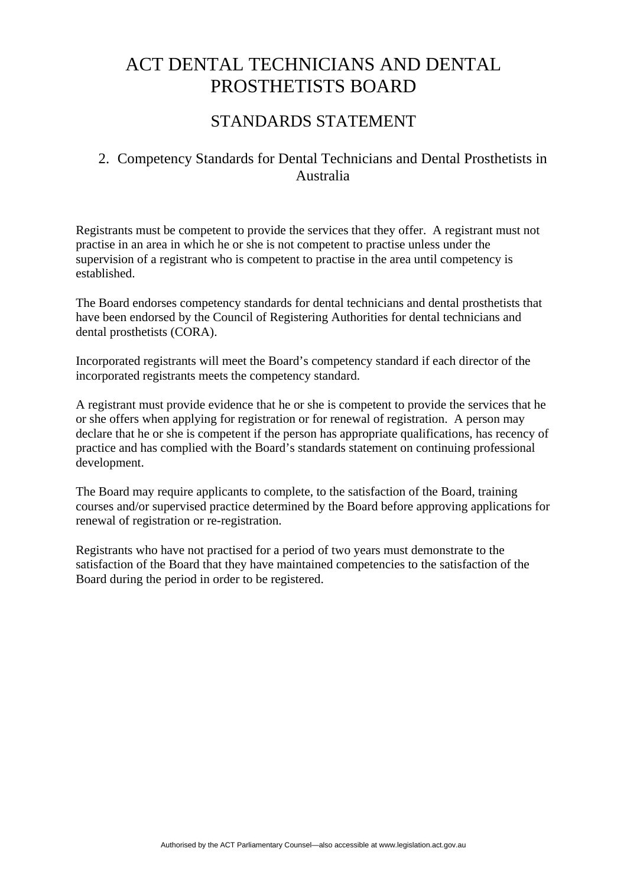# ACT DENTAL TECHNICIANS AND DENTAL PROSTHETISTS BOARD

## STANDARDS STATEMENT

### 2. Competency Standards for Dental Technicians and Dental Prosthetists in Australia

Registrants must be competent to provide the services that they offer. A registrant must not practise in an area in which he or she is not competent to practise unless under the supervision of a registrant who is competent to practise in the area until competency is established.

The Board endorses competency standards for dental technicians and dental prosthetists that have been endorsed by the Council of Registering Authorities for dental technicians and dental prosthetists (CORA).

Incorporated registrants will meet the Board's competency standard if each director of the incorporated registrants meets the competency standard.

A registrant must provide evidence that he or she is competent to provide the services that he or she offers when applying for registration or for renewal of registration. A person may declare that he or she is competent if the person has appropriate qualifications, has recency of practice and has complied with the Board's standards statement on continuing professional development.

The Board may require applicants to complete, to the satisfaction of the Board, training courses and/or supervised practice determined by the Board before approving applications for renewal of registration or re-registration.

Registrants who have not practised for a period of two years must demonstrate to the satisfaction of the Board that they have maintained competencies to the satisfaction of the Board during the period in order to be registered.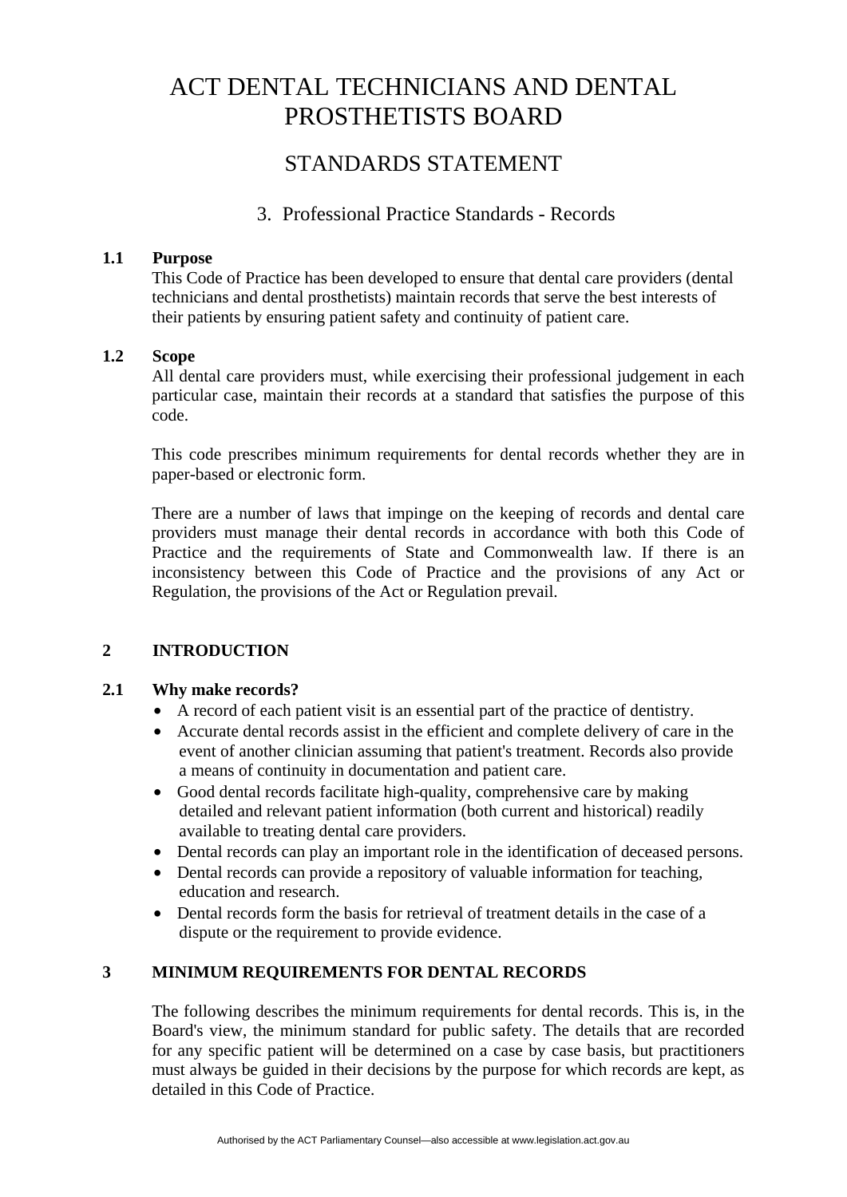# ACT DENTAL TECHNICIANS AND DENTAL PROSTHETISTS BOARD

## STANDARDS STATEMENT

### 3. Professional Practice Standards - Records

**1.1 Purpose**

This Code of Practice has been developed to ensure that dental care providers (dental technicians and dental prosthetists) maintain records that serve the best interests of their patients by ensuring patient safety and continuity of patient care.

**1.2 Scope**

All dental care providers must, while exercising their professional judgement in each particular case, maintain their records at a standard that satisfies the purpose of this code.

This code prescribes minimum requirements for dental records whether they are in paper-based or electronic form.

There are a number of laws that impinge on the keeping of records and dental care providers must manage their dental records in accordance with both this Code of Practice and the requirements of State and Commonwealth law. If there is an inconsistency between this Code of Practice and the provisions of any Act or Regulation, the provisions of the Act or Regulation prevail.

**2 INTRODUCTION**

**2.1 Why make records?**

- A record of each patient visit is an essential part of the practice of dentistry.
- Accurate dental records assist in the efficient and complete delivery of care in the event of another clinician assuming that patient's treatment. Records also provide a means of continuity in documentation and patient care.
- Good dental records facilitate high-quality, comprehensive care by making detailed and relevant patient information (both current and historical) readily available to treating dental care providers.
- Dental records can play an important role in the identification of deceased persons.
- Dental records can provide a repository of valuable information for teaching, education and research.
- Dental records form the basis for retrieval of treatment details in the case of a dispute or the requirement to provide evidence.

**3 MINIMUM REQUIREMENTS FOR DENTAL RECORDS**

The following describes the minimum requirements for dental records. This is, in the Board's view, the minimum standard for public safety. The details that are recorded for any specific patient will be determined on a case by case basis, but practitioners must always be guided in their decisions by the purpose for which records are kept, as detailed in this Code of Practice.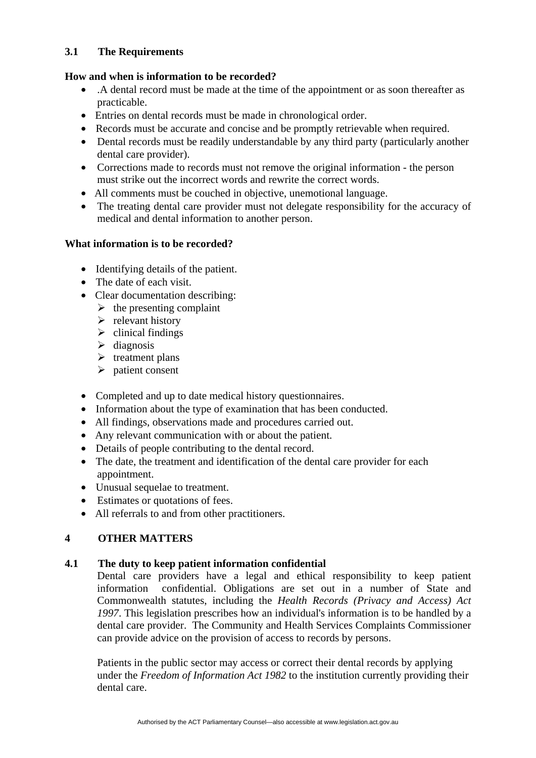### 3.1 The Requirements

**How and when is information to be recorded?**

- .A dental record must be made at the time of the appointment or as soon thereafter as practicable.
- Entries on dental records must be made in chronological order.
- Records must be accurate and concise and be promptly retrievable when required.
- Dental records must be readily understandable by any third party (particularly another dental care provider).
- Corrections made to records must not remove the original information - the person must strike out the incorrect words and rewrite the correct words.
- All comments must be couched in objective, unemotional language.
- The treating dental care provider must not delegate responsibility for the accuracy of medical and dental information to another person.

**What information is to be recorded?**

- Identifying details of the patient.
- The date of each visit.
- Clear documentation describing:
  - the presenting complaint
  - relevant history
  - clinical findings
  - diagnosis
  - treatment plans
  - patient consent

- Completed and up to date medical history questionnaires.
- Information about the type of examination that has been conducted.
- All findings, observations made and procedures carried out.
- Any relevant communication with or about the patient.
- Details of people contributing to the dental record.
- The date, the treatment and identification of the dental care provider for each appointment.
- Unusual sequelae to treatment.
- Estimates or quotations of fees.
- All referrals to and from other practitioners.

## 4 OTHER MATTERS

### 4.1 The duty to keep patient information confidential

Dental care providers have a legal and ethical responsibility to keep patient information confidential. Obligations are set out in a number of State and Commonwealth statutes, including the *Health Records (Privacy and Access) Act 1997*. This legislation prescribes how an individual's information is to be handled by a dental care provider. The Community and Health Services Complaints Commissioner can provide advice on the provision of access to records by persons.

Patients in the public sector may access or correct their dental records by applying under the *Freedom of Information Act 1982* to the institution currently providing their dental care.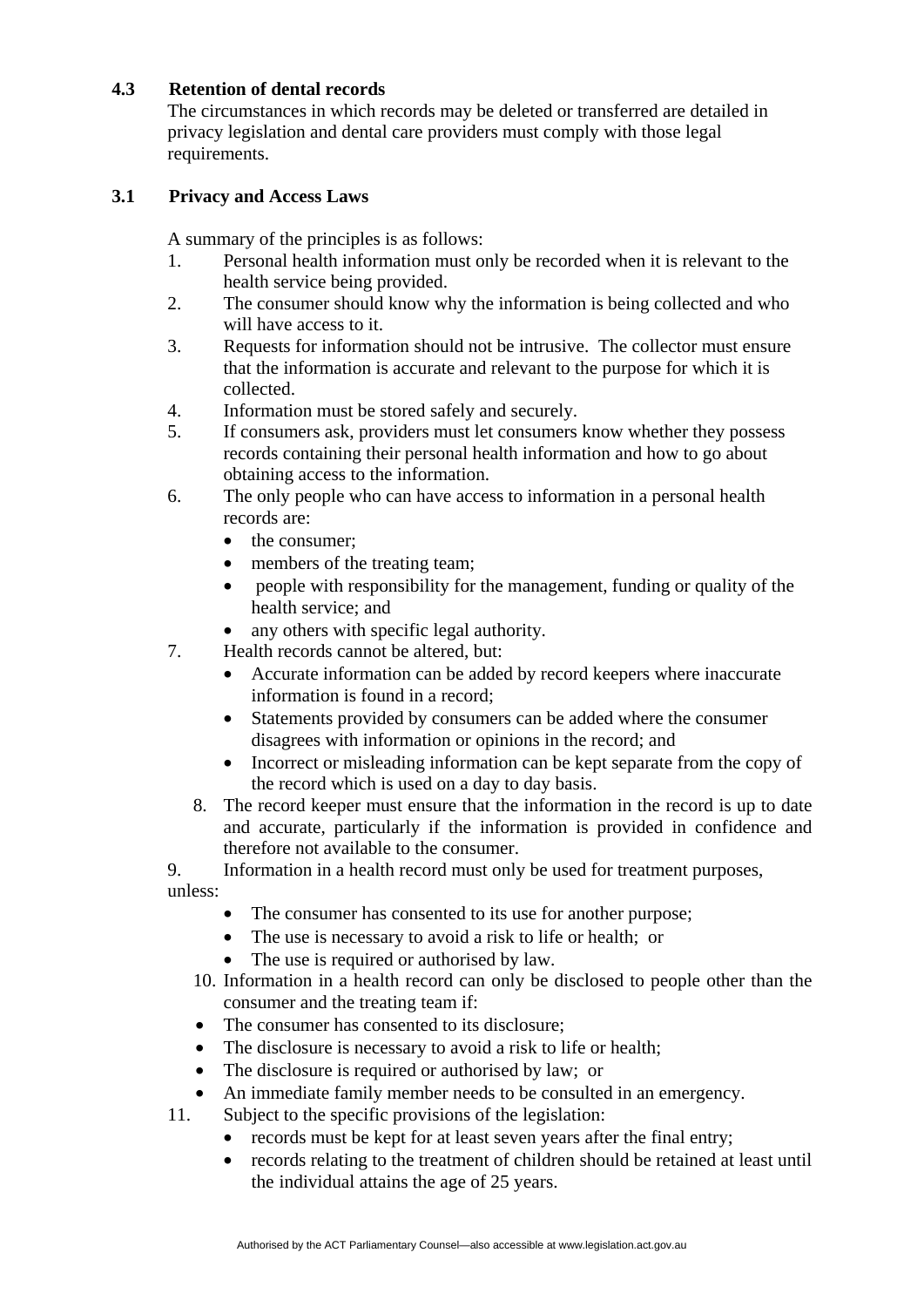### 4.3 Retention of dental records

The circumstances in which records may be deleted or transferred are detailed in privacy legislation and dental care providers must comply with those legal requirements.

### 3.1 Privacy and Access Laws

A summary of the principles is as follows:

1. Personal health information must only be recorded when it is relevant to the health service being provided.
2. The consumer should know why the information is being collected and who will have access to it.
3. Requests for information should not be intrusive. The collector must ensure that the information is accurate and relevant to the purpose for which it is collected.
4. Information must be stored safely and securely.
5. If consumers ask, providers must let consumers know whether they possess records containing their personal health information and how to go about obtaining access to the information.
6. The only people who can have access to information in a personal health records are:
   - the consumer;
   - members of the treating team;
   - people with responsibility for the management, funding or quality of the health service; and
   - any others with specific legal authority.
7. Health records cannot be altered, but:
   - Accurate information can be added by record keepers where inaccurate information is found in a record;
   - Statements provided by consumers can be added where the consumer disagrees with information or opinions in the record; and
   - Incorrect or misleading information can be kept separate from the copy of the record which is used on a day to day basis.
8. The record keeper must ensure that the information in the record is up to date and accurate, particularly if the information is provided in confidence and therefore not available to the consumer.
9. Information in a health record must only be used for treatment purposes, unless:
   - The consumer has consented to its use for another purpose;
   - The use is necessary to avoid a risk to life or health; or
   - The use is required or authorised by law.
10. Information in a health record can only be disclosed to people other than the consumer and the treating team if:
    - The consumer has consented to its disclosure;
    - The disclosure is necessary to avoid a risk to life or health;
    - The disclosure is required or authorised by law; or
    - An immediate family member needs to be consulted in an emergency.
11. Subject to the specific provisions of the legislation:
    - records must be kept for at least seven years after the final entry;
    - records relating to the treatment of children should be retained at least until the individual attains the age of 25 years.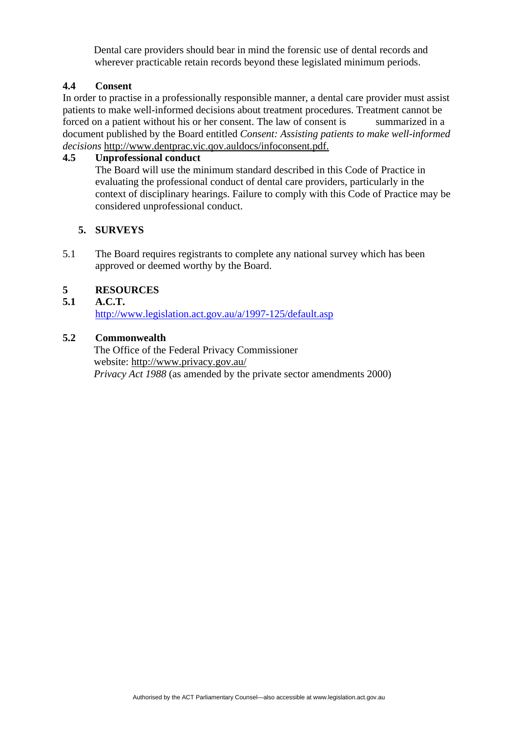Dental care providers should bear in mind the forensic use of dental records and wherever practicable retain records beyond these legislated minimum periods.

**4.4 Consent**

In order to practise in a professionally responsible manner, a dental care provider must assist patients to make well-informed decisions about treatment procedures. Treatment cannot be forced on a patient without his or her consent. The law of consent is summarized in a document published by the Board entitled *Consent: Assisting patients to make well-informed decisions* http://www.dentprac.vic.gov.auldocs/infoconsent.pdf.

**4.5 Unprofessional conduct**

The Board will use the minimum standard described in this Code of Practice in evaluating the professional conduct of dental care providers, particularly in the context of disciplinary hearings. Failure to comply with this Code of Practice may be considered unprofessional conduct.

## 5. SURVEYS

5.1 The Board requires registrants to complete any national survey which has been approved or deemed worthy by the Board.

## 5 RESOURCES

**5.1 A.C.T.**

http://www.legislation.act.gov.au/a/1997-125/default.asp

**5.2 Commonwealth**

The Office of the Federal Privacy Commissioner
website: http://www.privacy.gov.au/
*Privacy Act 1988* (as amended by the private sector amendments 2000)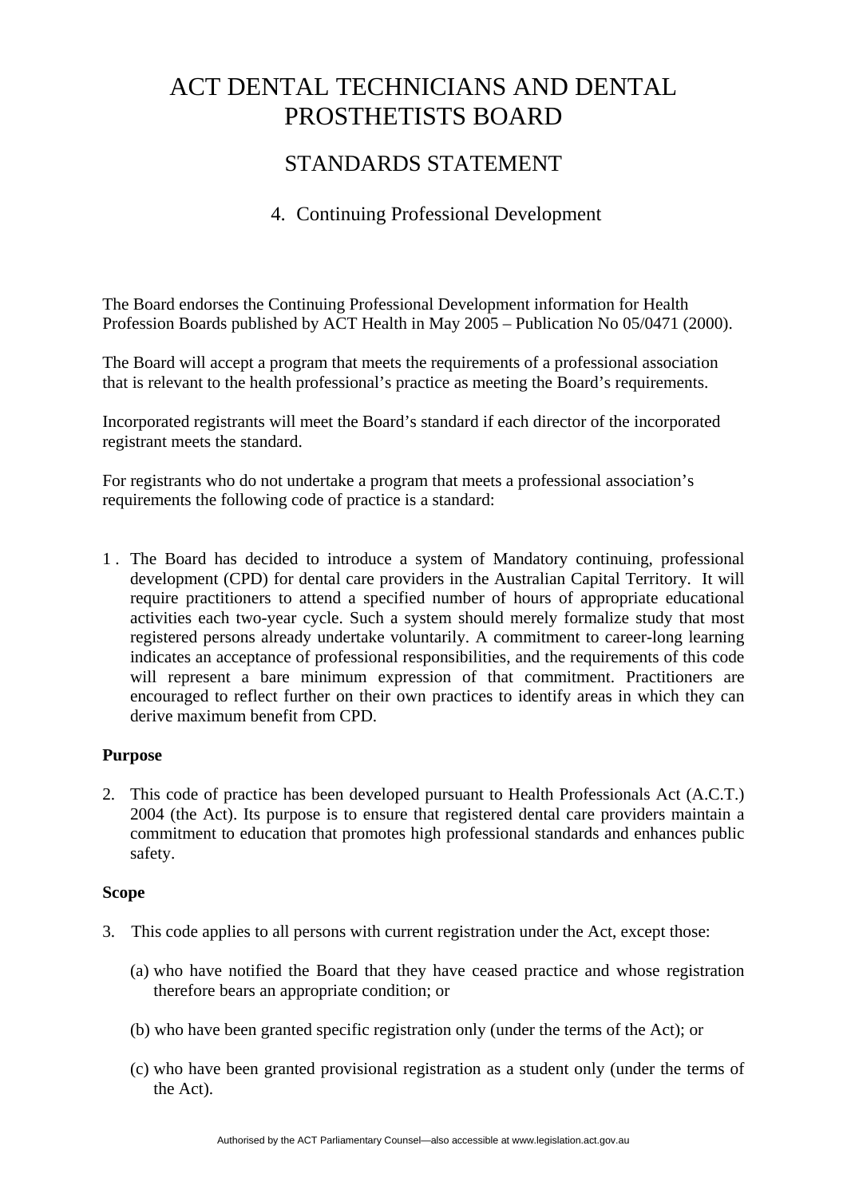# ACT DENTAL TECHNICIANS AND DENTAL PROSTHETISTS BOARD

## STANDARDS STATEMENT

### 4. Continuing Professional Development

The Board endorses the Continuing Professional Development information for Health Profession Boards published by ACT Health in May 2005 – Publication No 05/0471 (2000).

The Board will accept a program that meets the requirements of a professional association that is relevant to the health professional's practice as meeting the Board's requirements.

Incorporated registrants will meet the Board's standard if each director of the incorporated registrant meets the standard.

For registrants who do not undertake a program that meets a professional association's requirements the following code of practice is a standard:

1. The Board has decided to introduce a system of Mandatory continuing, professional development (CPD) for dental care providers in the Australian Capital Territory. It will require practitioners to attend a specified number of hours of appropriate educational activities each two-year cycle. Such a system should merely formalize study that most registered persons already undertake voluntarily. A commitment to career-long learning indicates an acceptance of professional responsibilities, and the requirements of this code will represent a bare minimum expression of that commitment. Practitioners are encouraged to reflect further on their own practices to identify areas in which they can derive maximum benefit from CPD.

**Purpose**

2. This code of practice has been developed pursuant to Health Professionals Act (A.C.T.) 2004 (the Act). Its purpose is to ensure that registered dental care providers maintain a commitment to education that promotes high professional standards and enhances public safety.

**Scope**

3. This code applies to all persons with current registration under the Act, except those:

   (a) who have notified the Board that they have ceased practice and whose registration therefore bears an appropriate condition; or

   (b) who have been granted specific registration only (under the terms of the Act); or

   (c) who have been granted provisional registration as a student only (under the terms of the Act).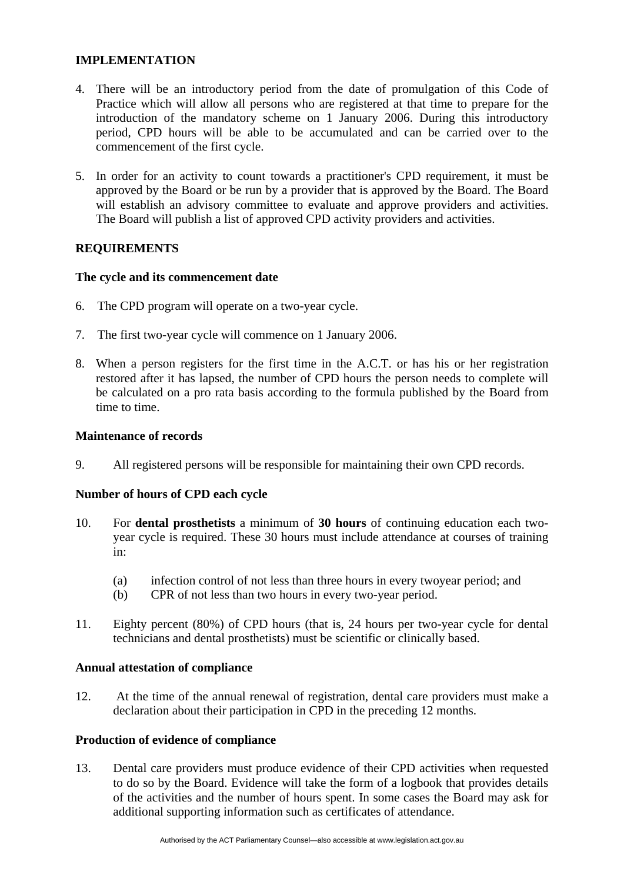## IMPLEMENTATION

4. There will be an introductory period from the date of promulgation of this Code of Practice which will allow all persons who are registered at that time to prepare for the introduction of the mandatory scheme on 1 January 2006. During this introductory period, CPD hours will be able to be accumulated and can be carried over to the commencement of the first cycle.

5. In order for an activity to count towards a practitioner's CPD requirement, it must be approved by the Board or be run by a provider that is approved by the Board. The Board will establish an advisory committee to evaluate and approve providers and activities. The Board will publish a list of approved CPD activity providers and activities.

## REQUIREMENTS

### The cycle and its commencement date

6. The CPD program will operate on a two-year cycle.

7. The first two-year cycle will commence on 1 January 2006.

8. When a person registers for the first time in the A.C.T. or has his or her registration restored after it has lapsed, the number of CPD hours the person needs to complete will be calculated on a pro rata basis according to the formula published by the Board from time to time.

### Maintenance of records

9. All registered persons will be responsible for maintaining their own CPD records.

### Number of hours of CPD each cycle

10. For **dental prosthetists** a minimum of **30 hours** of continuing education each two-year cycle is required. These 30 hours must include attendance at courses of training in:

    (a) infection control of not less than three hours in every twoyear period; and
    (b) CPR of not less than two hours in every two-year period.

11. Eighty percent (80%) of CPD hours (that is, 24 hours per two-year cycle for dental technicians and dental prosthetists) must be scientific or clinically based.

### Annual attestation of compliance

12. At the time of the annual renewal of registration, dental care providers must make a declaration about their participation in CPD in the preceding 12 months.

### Production of evidence of compliance

13. Dental care providers must produce evidence of their CPD activities when requested to do so by the Board. Evidence will take the form of a logbook that provides details of the activities and the number of hours spent. In some cases the Board may ask for additional supporting information such as certificates of attendance.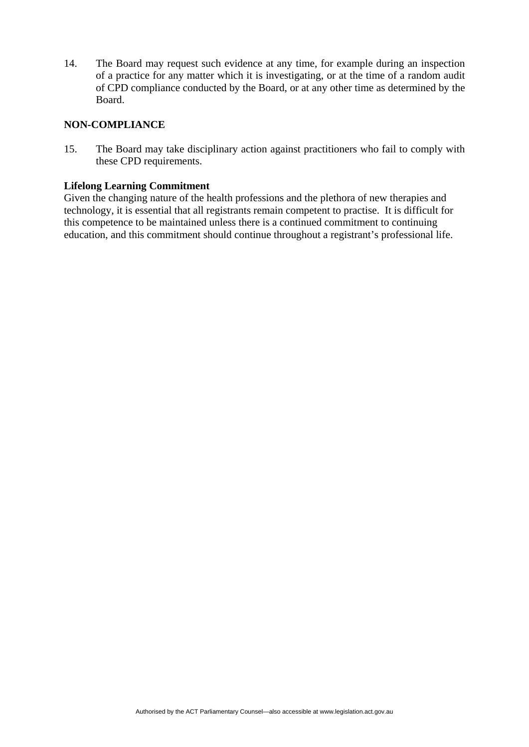14. The Board may request such evidence at any time, for example during an inspection of a practice for any matter which it is investigating, or at the time of a random audit of CPD compliance conducted by the Board, or at any other time as determined by the Board.

**NON-COMPLIANCE**

15. The Board may take disciplinary action against practitioners who fail to comply with these CPD requirements.

**Lifelong Learning Commitment**

Given the changing nature of the health professions and the plethora of new therapies and technology, it is essential that all registrants remain competent to practise. It is difficult for this competence to be maintained unless there is a continued commitment to continuing education, and this commitment should continue throughout a registrant's professional life.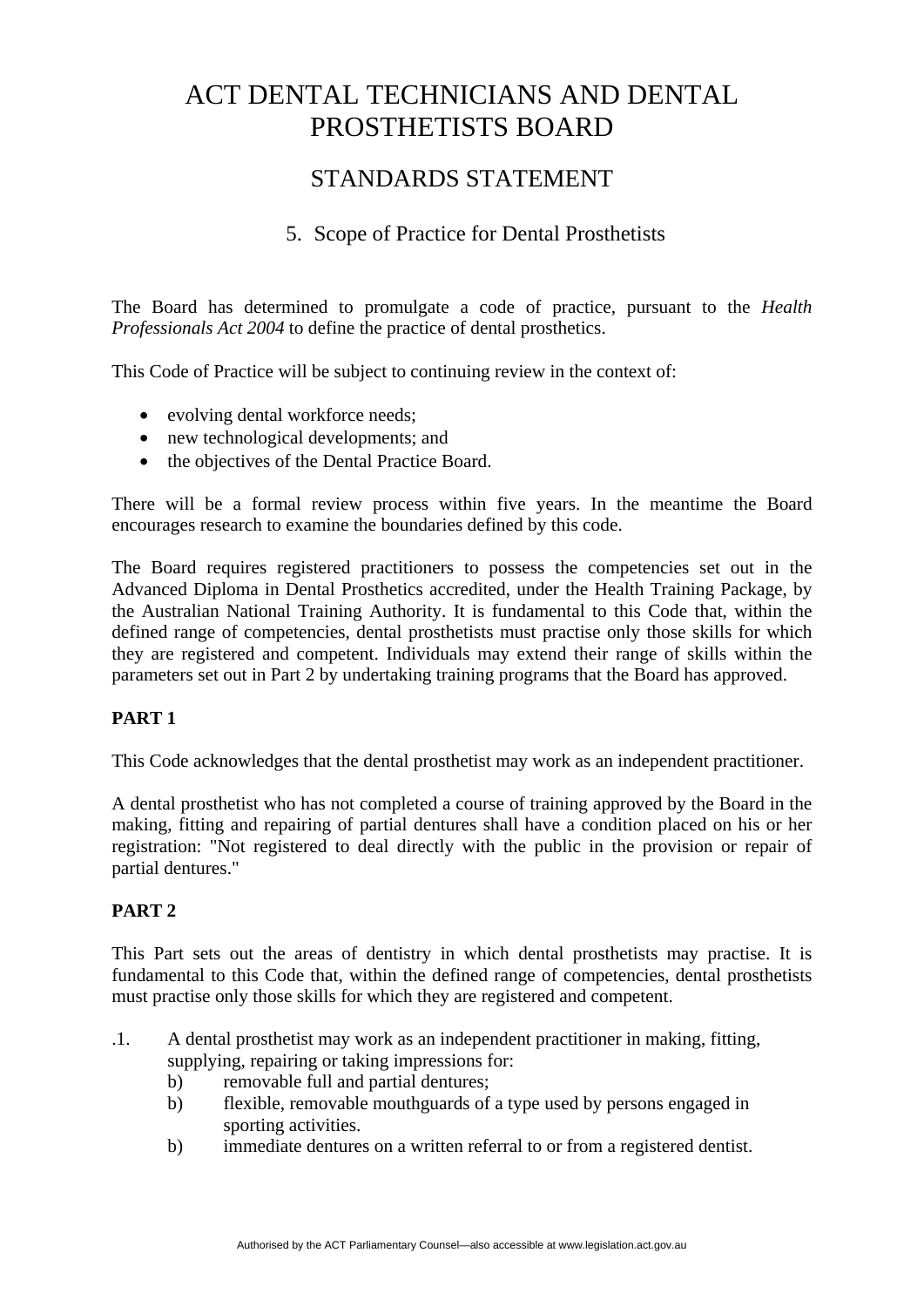# ACT DENTAL TECHNICIANS AND DENTAL PROSTHETISTS BOARD

## STANDARDS STATEMENT

### 5. Scope of Practice for Dental Prosthetists

The Board has determined to promulgate a code of practice, pursuant to the *Health Professionals Act 2004* to define the practice of dental prosthetics.

This Code of Practice will be subject to continuing review in the context of:

- evolving dental workforce needs;
- new technological developments; and
- the objectives of the Dental Practice Board.

There will be a formal review process within five years. In the meantime the Board encourages research to examine the boundaries defined by this code.

The Board requires registered practitioners to possess the competencies set out in the Advanced Diploma in Dental Prosthetics accredited, under the Health Training Package, by the Australian National Training Authority. It is fundamental to this Code that, within the defined range of competencies, dental prosthetists must practise only those skills for which they are registered and competent. Individuals may extend their range of skills within the parameters set out in Part 2 by undertaking training programs that the Board has approved.

**PART 1**

This Code acknowledges that the dental prosthetist may work as an independent practitioner.

A dental prosthetist who has not completed a course of training approved by the Board in the making, fitting and repairing of partial dentures shall have a condition placed on his or her registration: "Not registered to deal directly with the public in the provision or repair of partial dentures."

**PART 2**

This Part sets out the areas of dentistry in which dental prosthetists may practise. It is fundamental to this Code that, within the defined range of competencies, dental prosthetists must practise only those skills for which they are registered and competent.

.1. A dental prosthetist may work as an independent practitioner in making, fitting, supplying, repairing or taking impressions for:

  b) removable full and partial dentures;

  b) flexible, removable mouthguards of a type used by persons engaged in sporting activities.

  b) immediate dentures on a written referral to or from a registered dentist.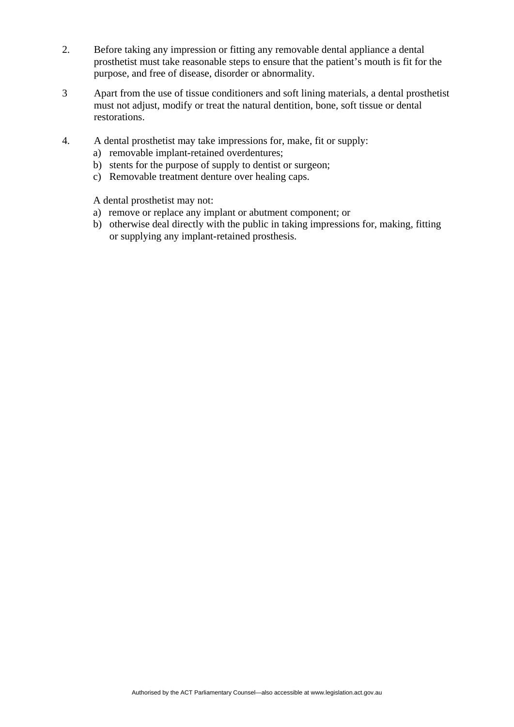2. Before taking any impression or fitting any removable dental appliance a dental prosthetist must take reasonable steps to ensure that the patient's mouth is fit for the purpose, and free of disease, disorder or abnormality.

3 Apart from the use of tissue conditioners and soft lining materials, a dental prosthetist must not adjust, modify or treat the natural dentition, bone, soft tissue or dental restorations.

4. A dental prosthetist may take impressions for, make, fit or supply:

   a) removable implant-retained overdentures;
   b) stents for the purpose of supply to dentist or surgeon;
   c) Removable treatment denture over healing caps.

   A dental prosthetist may not:

   a) remove or replace any implant or abutment component; or
   b) otherwise deal directly with the public in taking impressions for, making, fitting or supplying any implant-retained prosthesis.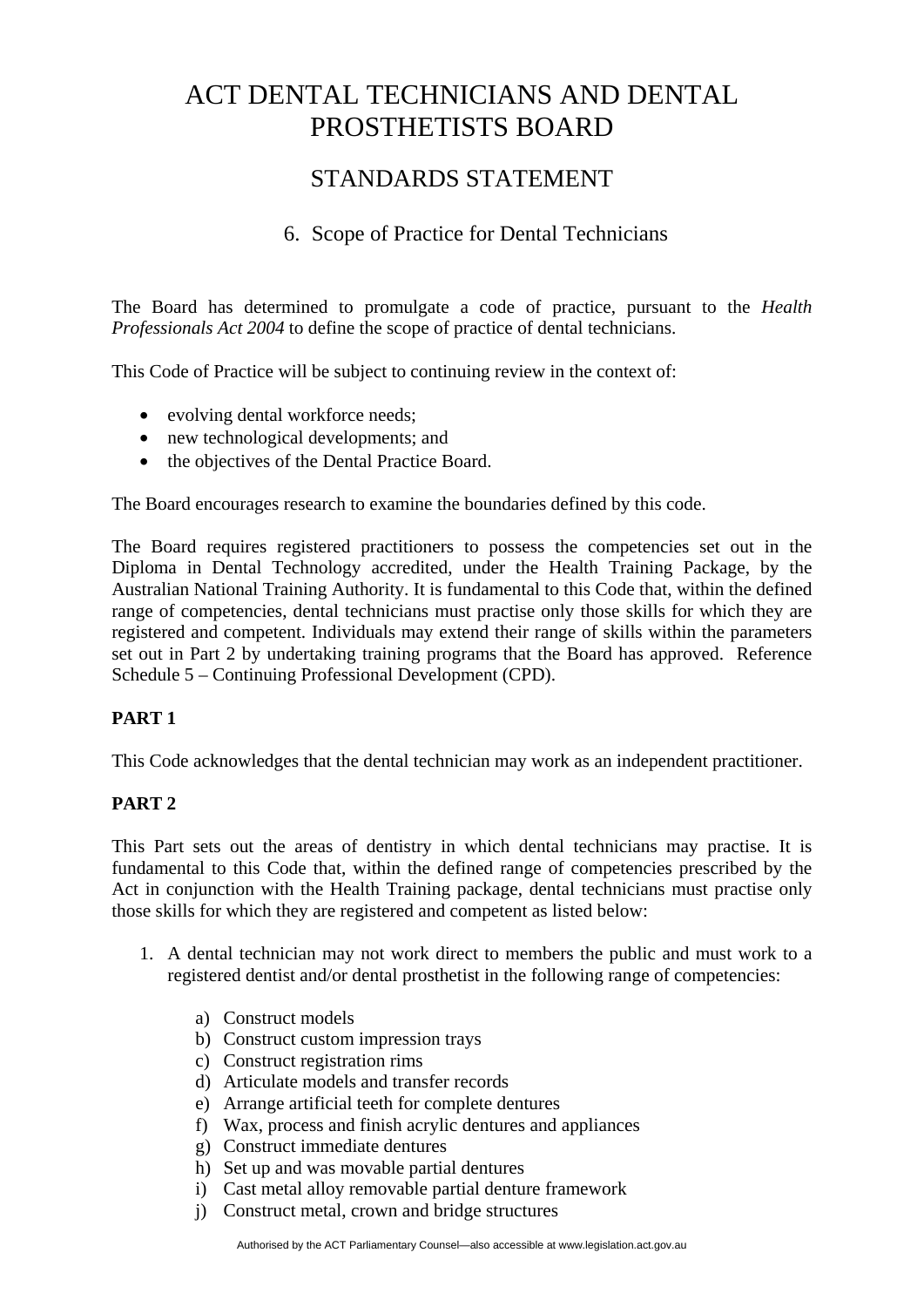# ACT DENTAL TECHNICIANS AND DENTAL PROSTHETISTS BOARD

## STANDARDS STATEMENT

### 6. Scope of Practice for Dental Technicians

The Board has determined to promulgate a code of practice, pursuant to the *Health Professionals Act 2004* to define the scope of practice of dental technicians.

This Code of Practice will be subject to continuing review in the context of:

- evolving dental workforce needs;
- new technological developments; and
- the objectives of the Dental Practice Board.

The Board encourages research to examine the boundaries defined by this code.

The Board requires registered practitioners to possess the competencies set out in the Diploma in Dental Technology accredited, under the Health Training Package, by the Australian National Training Authority. It is fundamental to this Code that, within the defined range of competencies, dental technicians must practise only those skills for which they are registered and competent. Individuals may extend their range of skills within the parameters set out in Part 2 by undertaking training programs that the Board has approved. Reference Schedule 5 – Continuing Professional Development (CPD).

**PART 1**

This Code acknowledges that the dental technician may work as an independent practitioner.

**PART 2**

This Part sets out the areas of dentistry in which dental technicians may practise. It is fundamental to this Code that, within the defined range of competencies prescribed by the Act in conjunction with the Health Training package, dental technicians must practise only those skills for which they are registered and competent as listed below:

1. A dental technician may not work direct to members the public and must work to a registered dentist and/or dental prosthetist in the following range of competencies:

   a) Construct models
   b) Construct custom impression trays
   c) Construct registration rims
   d) Articulate models and transfer records
   e) Arrange artificial teeth for complete dentures
   f) Wax, process and finish acrylic dentures and appliances
   g) Construct immediate dentures
   h) Set up and was movable partial dentures
   i) Cast metal alloy removable partial denture framework
   j) Construct metal, crown and bridge structures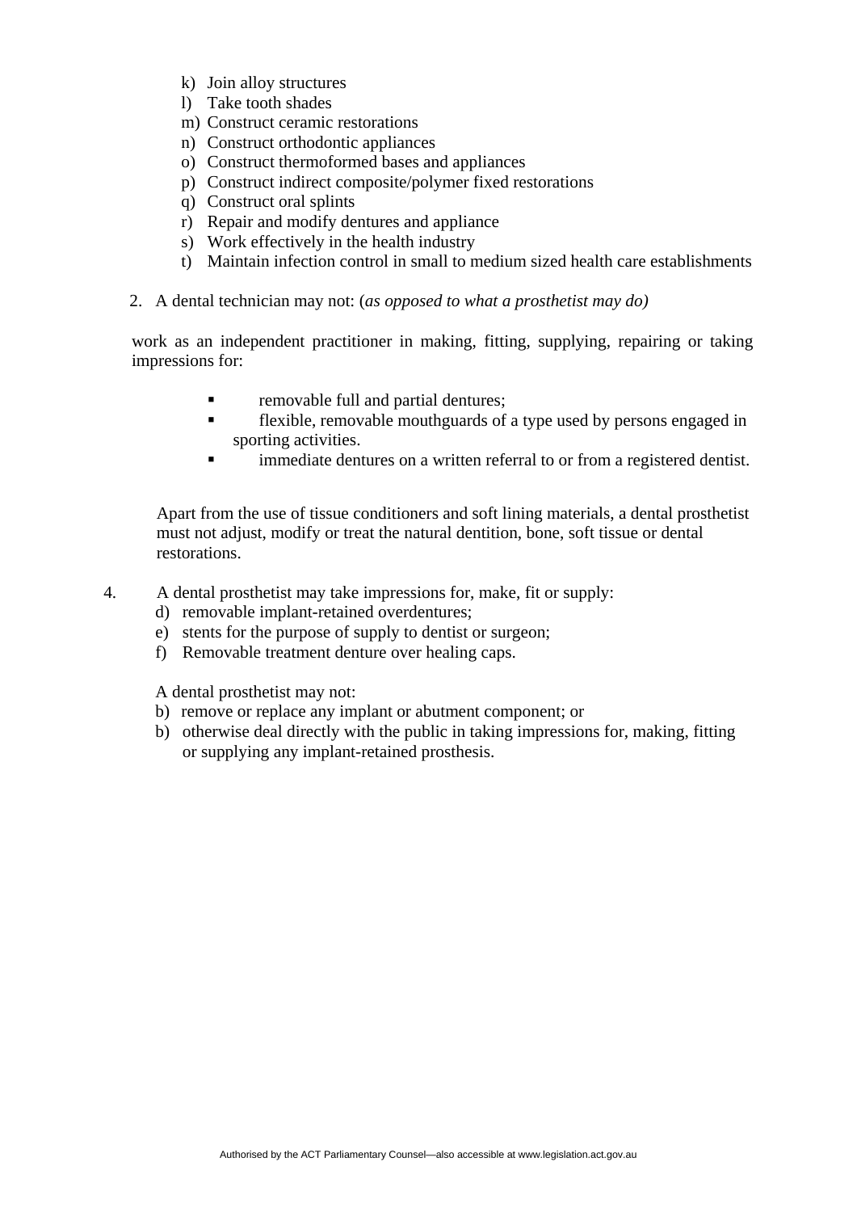k) Join alloy structures
l) Take tooth shades
m) Construct ceramic restorations
n) Construct orthodontic appliances
o) Construct thermoformed bases and appliances
p) Construct indirect composite/polymer fixed restorations
q) Construct oral splints
r) Repair and modify dentures and appliance
s) Work effectively in the health industry
t) Maintain infection control in small to medium sized health care establishments

2. A dental technician may not: (*as opposed to what a prosthetist may do)*

work as an independent practitioner in making, fitting, supplying, repairing or taking impressions for:

- removable full and partial dentures;
- flexible, removable mouthguards of a type used by persons engaged in sporting activities.
- immediate dentures on a written referral to or from a registered dentist.

Apart from the use of tissue conditioners and soft lining materials, a dental prosthetist must not adjust, modify or treat the natural dentition, bone, soft tissue or dental restorations.

4. A dental prosthetist may take impressions for, make, fit or supply:
   d) removable implant-retained overdentures;
   e) stents for the purpose of supply to dentist or surgeon;
   f) Removable treatment denture over healing caps.

   A dental prosthetist may not:
   b) remove or replace any implant or abutment component; or
   b) otherwise deal directly with the public in taking impressions for, making, fitting or supplying any implant-retained prosthesis.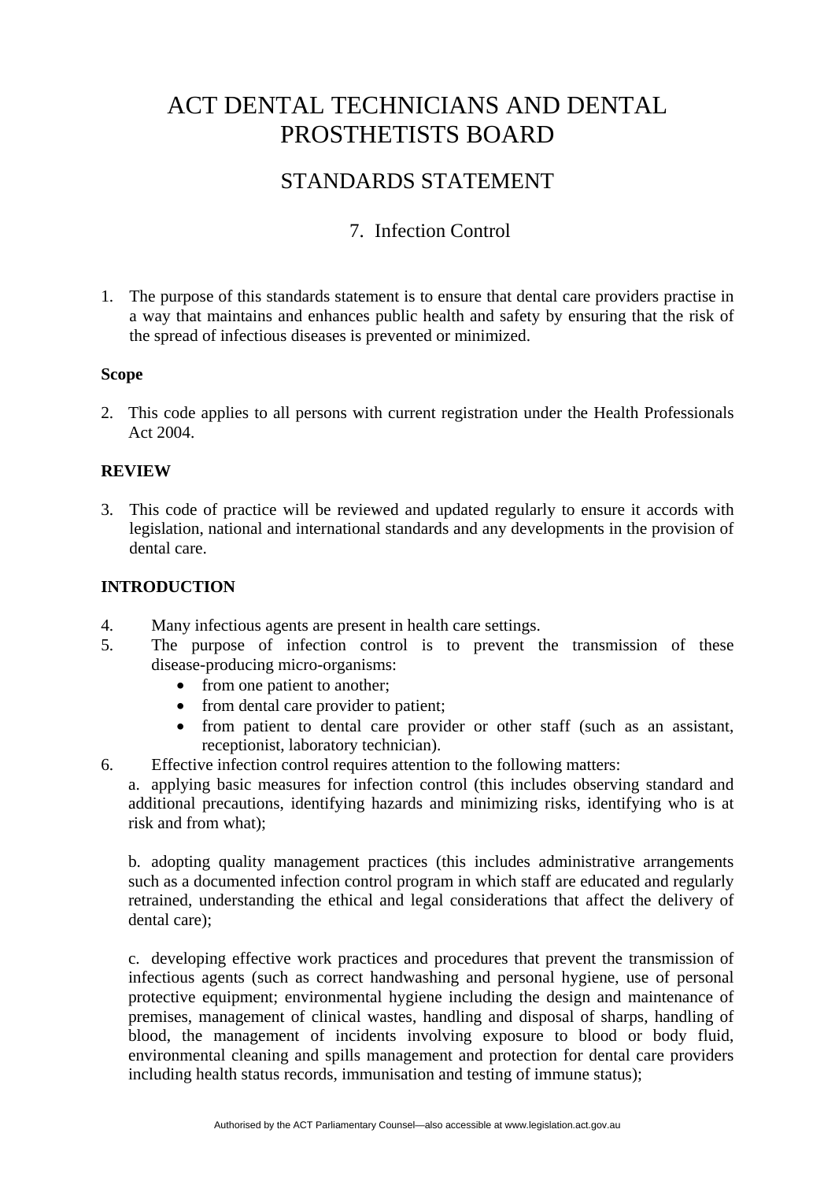# ACT DENTAL TECHNICIANS AND DENTAL PROSTHETISTS BOARD

## STANDARDS STATEMENT

### 7. Infection Control

1. The purpose of this standards statement is to ensure that dental care providers practise in a way that maintains and enhances public health and safety by ensuring that the risk of the spread of infectious diseases is prevented or minimized.

**Scope**

2. This code applies to all persons with current registration under the Health Professionals Act 2004.

**REVIEW**

3. This code of practice will be reviewed and updated regularly to ensure it accords with legislation, national and international standards and any developments in the provision of dental care.

**INTRODUCTION**

4. Many infectious agents are present in health care settings.
5. The purpose of infection control is to prevent the transmission of these disease-producing micro-organisms:
   - from one patient to another;
   - from dental care provider to patient;
   - from patient to dental care provider or other staff (such as an assistant, receptionist, laboratory technician).
6. Effective infection control requires attention to the following matters:

   a. applying basic measures for infection control (this includes observing standard and additional precautions, identifying hazards and minimizing risks, identifying who is at risk and from what);

   b. adopting quality management practices (this includes administrative arrangements such as a documented infection control program in which staff are educated and regularly retrained, understanding the ethical and legal considerations that affect the delivery of dental care);

   c. developing effective work practices and procedures that prevent the transmission of infectious agents (such as correct handwashing and personal hygiene, use of personal protective equipment; environmental hygiene including the design and maintenance of premises, management of clinical wastes, handling and disposal of sharps, handling of blood, the management of incidents involving exposure to blood or body fluid, environmental cleaning and spills management and protection for dental care providers including health status records, immunisation and testing of immune status);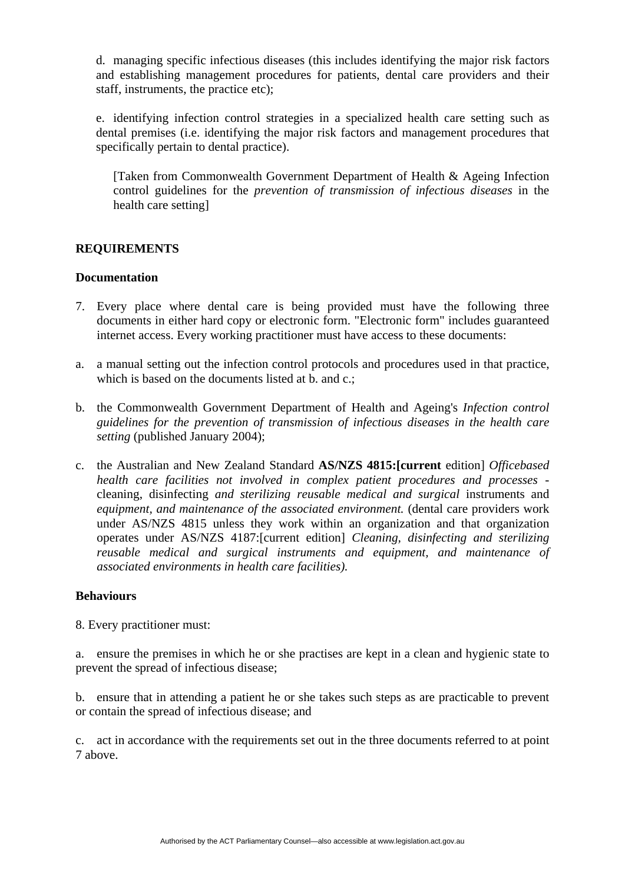d. managing specific infectious diseases (this includes identifying the major risk factors and establishing management procedures for patients, dental care providers and their staff, instruments, the practice etc);

e. identifying infection control strategies in a specialized health care setting such as dental premises (i.e. identifying the major risk factors and management procedures that specifically pertain to dental practice).

[Taken from Commonwealth Government Department of Health & Ageing Infection control guidelines for the *prevention of transmission of infectious diseases* in the health care setting]

**REQUIREMENTS**

**Documentation**

7. Every place where dental care is being provided must have the following three documents in either hard copy or electronic form. "Electronic form" includes guaranteed internet access. Every working practitioner must have access to these documents:

a. a manual setting out the infection control protocols and procedures used in that practice, which is based on the documents listed at b. and c.;

b. the Commonwealth Government Department of Health and Ageing's *Infection control guidelines for the prevention of transmission of infectious diseases in the health care setting* (published January 2004);

c. the Australian and New Zealand Standard **AS/NZS 4815:[current** edition] *Officebased health care facilities not involved in complex patient procedures and processes* - cleaning, disinfecting *and sterilizing reusable medical and surgical* instruments and *equipment, and maintenance of the associated environment.* (dental care providers work under AS/NZS 4815 unless they work within an organization and that organization operates under AS/NZS 4187:[current edition] *Cleaning, disinfecting and sterilizing reusable medical and surgical instruments and equipment, and maintenance of associated environments in health care facilities).*

**Behaviours**

8. Every practitioner must:

a. ensure the premises in which he or she practises are kept in a clean and hygienic state to prevent the spread of infectious disease;

b. ensure that in attending a patient he or she takes such steps as are practicable to prevent or contain the spread of infectious disease; and

c. act in accordance with the requirements set out in the three documents referred to at point 7 above.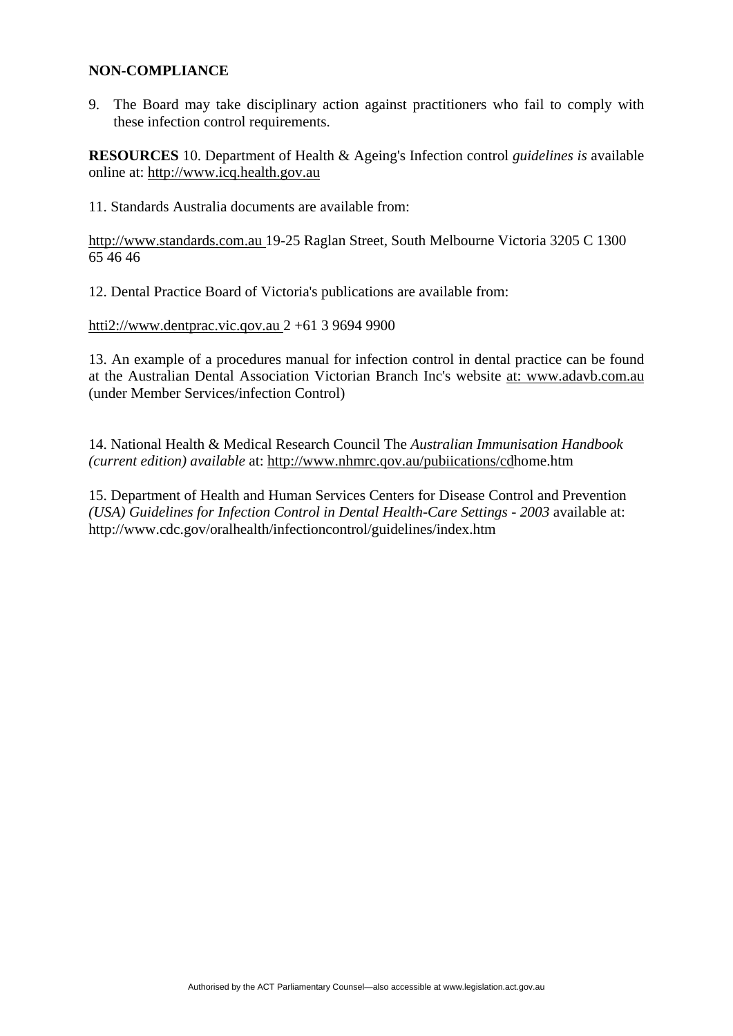**NON-COMPLIANCE**

9. The Board may take disciplinary action against practitioners who fail to comply with these infection control requirements.

**RESOURCES** 10. Department of Health & Ageing's Infection control *guidelines is* available online at: http://www.icq.health.gov.au

11. Standards Australia documents are available from:

http://www.standards.com.au 19-25 Raglan Street, South Melbourne Victoria 3205 C 1300 65 46 46

12. Dental Practice Board of Victoria's publications are available from:

htti2://www.dentprac.vic.qov.au 2 +61 3 9694 9900

13. An example of a procedures manual for infection control in dental practice can be found at the Australian Dental Association Victorian Branch Inc's website at: www.adavb.com.au (under Member Services/infection Control)

14. National Health & Medical Research Council The *Australian Immunisation Handbook (current edition) available* at: http://www.nhmrc.qov.au/pubiications/cdhome.htm

15. Department of Health and Human Services Centers for Disease Control and Prevention *(USA) Guidelines for Infection Control in Dental Health-Care Settings - 2003* available at: http://www.cdc.gov/oralhealth/infectioncontrol/guidelines/index.htm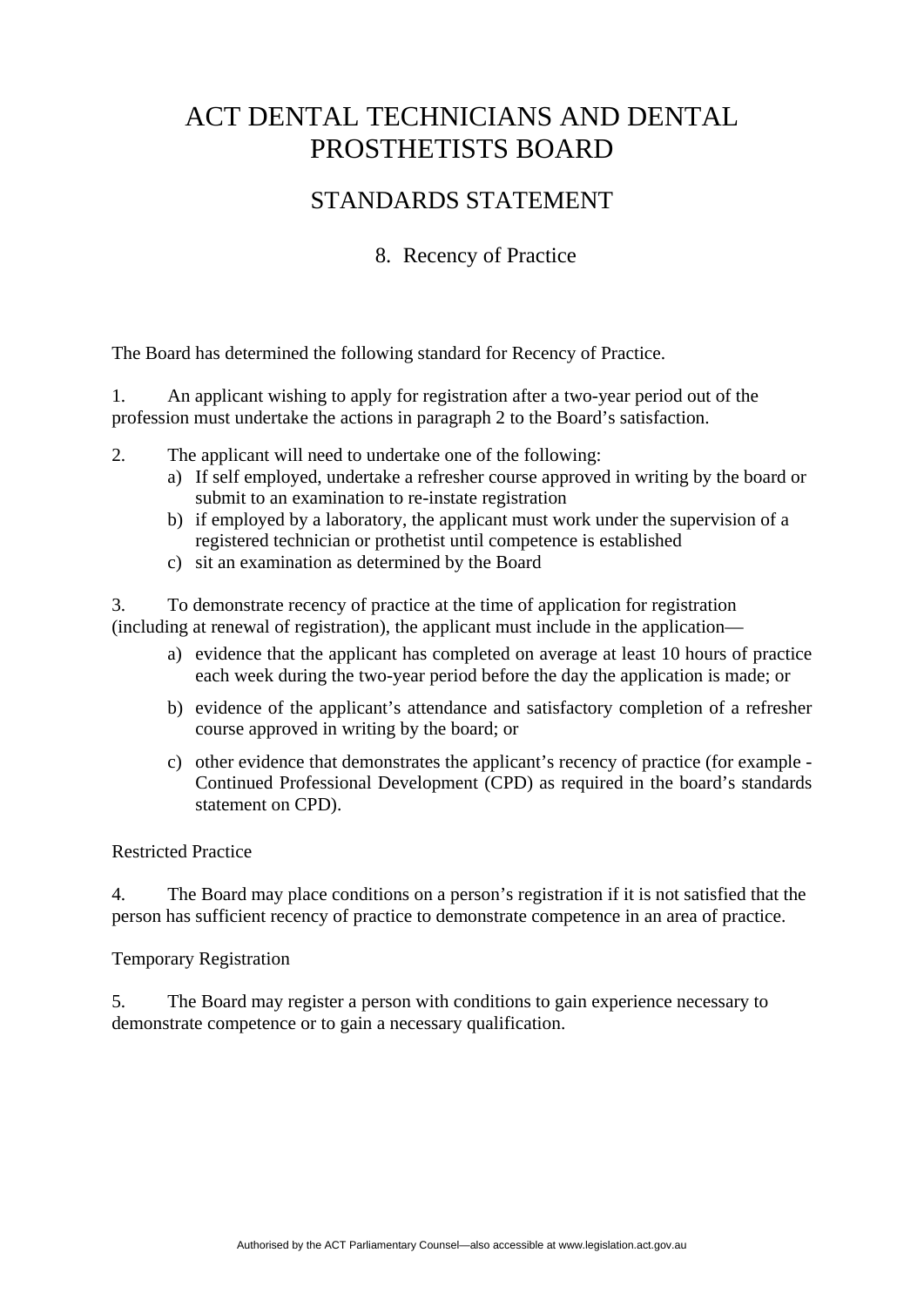# ACT DENTAL TECHNICIANS AND DENTAL PROSTHETISTS BOARD

## STANDARDS STATEMENT

### 8. Recency of Practice

The Board has determined the following standard for Recency of Practice.

1. An applicant wishing to apply for registration after a two-year period out of the profession must undertake the actions in paragraph 2 to the Board's satisfaction.

2. The applicant will need to undertake one of the following:
   a) If self employed, undertake a refresher course approved in writing by the board or submit to an examination to re-instate registration
   b) if employed by a laboratory, the applicant must work under the supervision of a registered technician or prothetist until competence is established
   c) sit an examination as determined by the Board

3. To demonstrate recency of practice at the time of application for registration (including at renewal of registration), the applicant must include in the application—
   a) evidence that the applicant has completed on average at least 10 hours of practice each week during the two-year period before the day the application is made; or
   b) evidence of the applicant's attendance and satisfactory completion of a refresher course approved in writing by the board; or
   c) other evidence that demonstrates the applicant's recency of practice (for example - Continued Professional Development (CPD) as required in the board's standards statement on CPD).

Restricted Practice

4. The Board may place conditions on a person's registration if it is not satisfied that the person has sufficient recency of practice to demonstrate competence in an area of practice.

Temporary Registration

5. The Board may register a person with conditions to gain experience necessary to demonstrate competence or to gain a necessary qualification.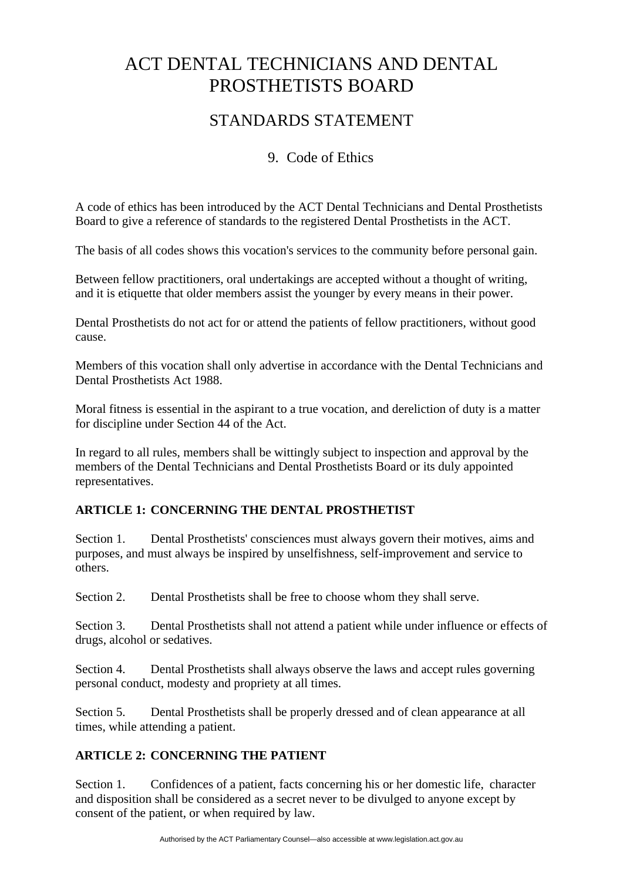# ACT DENTAL TECHNICIANS AND DENTAL PROSTHETISTS BOARD

## STANDARDS STATEMENT

### 9. Code of Ethics

A code of ethics has been introduced by the ACT Dental Technicians and Dental Prosthetists Board to give a reference of standards to the registered Dental Prosthetists in the ACT.

The basis of all codes shows this vocation's services to the community before personal gain.

Between fellow practitioners, oral undertakings are accepted without a thought of writing, and it is etiquette that older members assist the younger by every means in their power.

Dental Prosthetists do not act for or attend the patients of fellow practitioners, without good cause.

Members of this vocation shall only advertise in accordance with the Dental Technicians and Dental Prosthetists Act 1988.

Moral fitness is essential in the aspirant to a true vocation, and dereliction of duty is a matter for discipline under Section 44 of the Act.

In regard to all rules, members shall be wittingly subject to inspection and approval by the members of the Dental Technicians and Dental Prosthetists Board or its duly appointed representatives.

**ARTICLE 1: CONCERNING THE DENTAL PROSTHETIST**

Section 1. Dental Prosthetists' consciences must always govern their motives, aims and purposes, and must always be inspired by unselfishness, self-improvement and service to others.

Section 2. Dental Prosthetists shall be free to choose whom they shall serve.

Section 3. Dental Prosthetists shall not attend a patient while under influence or effects of drugs, alcohol or sedatives.

Section 4. Dental Prosthetists shall always observe the laws and accept rules governing personal conduct, modesty and propriety at all times.

Section 5. Dental Prosthetists shall be properly dressed and of clean appearance at all times, while attending a patient.

**ARTICLE 2: CONCERNING THE PATIENT**

Section 1. Confidences of a patient, facts concerning his or her domestic life, character and disposition shall be considered as a secret never to be divulged to anyone except by consent of the patient, or when required by law.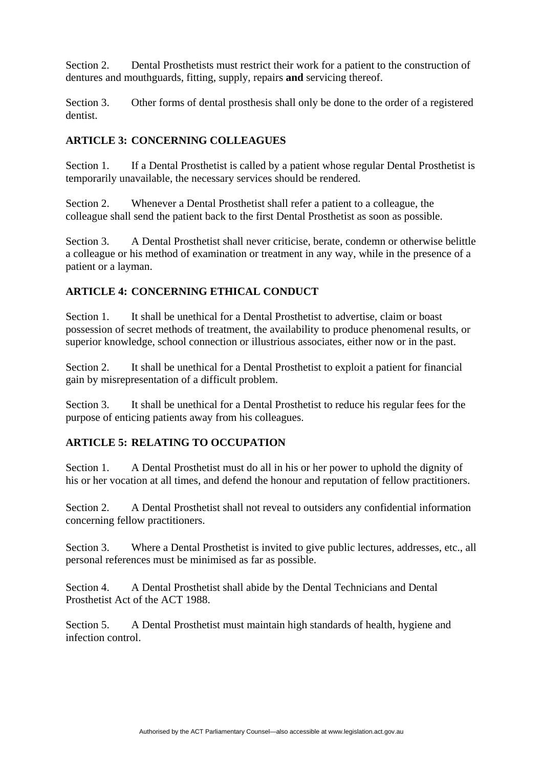Section 2. Dental Prosthetists must restrict their work for a patient to the construction of dentures and mouthguards, fitting, supply, repairs **and** servicing thereof.

Section 3. Other forms of dental prosthesis shall only be done to the order of a registered dentist.

## ARTICLE 3: CONCERNING COLLEAGUES

Section 1. If a Dental Prosthetist is called by a patient whose regular Dental Prosthetist is temporarily unavailable, the necessary services should be rendered.

Section 2. Whenever a Dental Prosthetist shall refer a patient to a colleague, the colleague shall send the patient back to the first Dental Prosthetist as soon as possible.

Section 3. A Dental Prosthetist shall never criticise, berate, condemn or otherwise belittle a colleague or his method of examination or treatment in any way, while in the presence of a patient or a layman.

## ARTICLE 4: CONCERNING ETHICAL CONDUCT

Section 1. It shall be unethical for a Dental Prosthetist to advertise, claim or boast possession of secret methods of treatment, the availability to produce phenomenal results, or superior knowledge, school connection or illustrious associates, either now or in the past.

Section 2. It shall be unethical for a Dental Prosthetist to exploit a patient for financial gain by misrepresentation of a difficult problem.

Section 3. It shall be unethical for a Dental Prosthetist to reduce his regular fees for the purpose of enticing patients away from his colleagues.

## ARTICLE 5: RELATING TO OCCUPATION

Section 1. A Dental Prosthetist must do all in his or her power to uphold the dignity of his or her vocation at all times, and defend the honour and reputation of fellow practitioners.

Section 2. A Dental Prosthetist shall not reveal to outsiders any confidential information concerning fellow practitioners.

Section 3. Where a Dental Prosthetist is invited to give public lectures, addresses, etc., all personal references must be minimised as far as possible.

Section 4. A Dental Prosthetist shall abide by the Dental Technicians and Dental Prosthetist Act of the ACT 1988.

Section 5. A Dental Prosthetist must maintain high standards of health, hygiene and infection control.